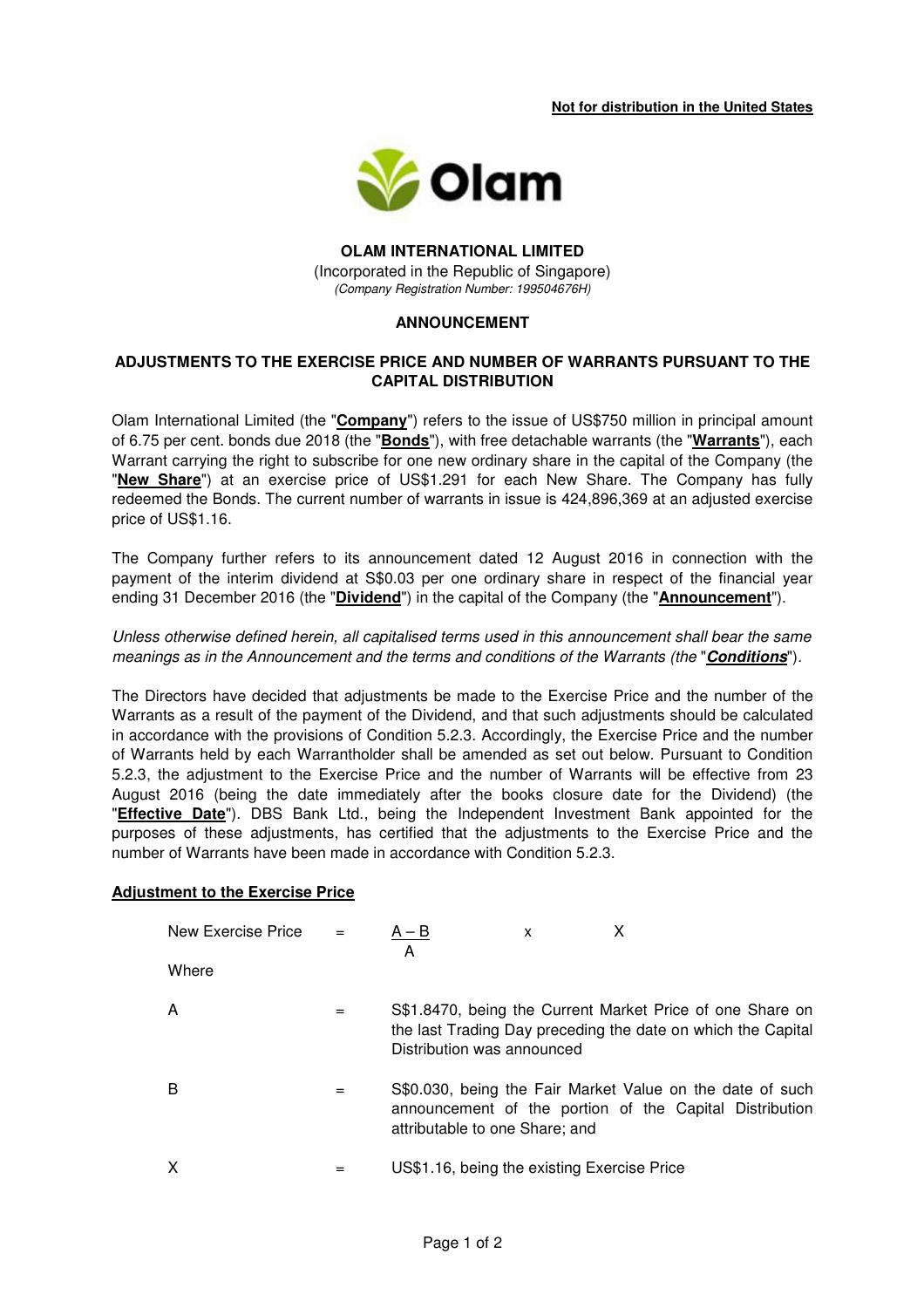**Not for distribution in the United States**

# OLAM INTERNATIONAL LIMITED

(Incorporated in the Republic of Singapore)
*(Company Registration Number: 199504676H)*

## ANNOUNCEMENT

## ADJUSTMENTS TO THE EXERCISE PRICE AND NUMBER OF WARRANTS PURSUANT TO THE CAPITAL DISTRIBUTION

Olam International Limited (the "**Company**") refers to the issue of US$750 million in principal amount of 6.75 per cent. bonds due 2018 (the "**Bonds**"), with free detachable warrants (the "**Warrants**"), each Warrant carrying the right to subscribe for one new ordinary share in the capital of the Company (the "**New Share**") at an exercise price of US$1.291 for each New Share. The Company has fully redeemed the Bonds. The current number of warrants in issue is 424,896,369 at an adjusted exercise price of US$1.16.

The Company further refers to its announcement dated 12 August 2016 in connection with the payment of the interim dividend at S$0.03 per one ordinary share in respect of the financial year ending 31 December 2016 (the "**Dividend**") in the capital of the Company (the "**Announcement**").

*Unless otherwise defined herein, all capitalised terms used in this announcement shall bear the same meanings as in the Announcement and the terms and conditions of the Warrants (the "**Conditions**").*

The Directors have decided that adjustments be made to the Exercise Price and the number of the Warrants as a result of the payment of the Dividend, and that such adjustments should be calculated in accordance with the provisions of Condition 5.2.3. Accordingly, the Exercise Price and the number of Warrants held by each Warrantholder shall be amended as set out below. Pursuant to Condition 5.2.3, the adjustment to the Exercise Price and the number of Warrants will be effective from 23 August 2016 (being the date immediately after the books closure date for the Dividend) (the "**Effective Date**"). DBS Bank Ltd., being the Independent Investment Bank appointed for the purposes of these adjustments, has certified that the adjustments to the Exercise Price and the number of Warrants have been made in accordance with Condition 5.2.3.

**Adjustment to the Exercise Price**

$$\text{New Exercise Price} = \frac{A - B}{A} \times X$$

Where

| | | |
|---|---|---|
| A | = | S$1.8470, being the Current Market Price of one Share on the last Trading Day preceding the date on which the Capital Distribution was announced |
| B | = | S$0.030, being the Fair Market Value on the date of such announcement of the portion of the Capital Distribution attributable to one Share; and |
| X | = | US$1.16, being the existing Exercise Price |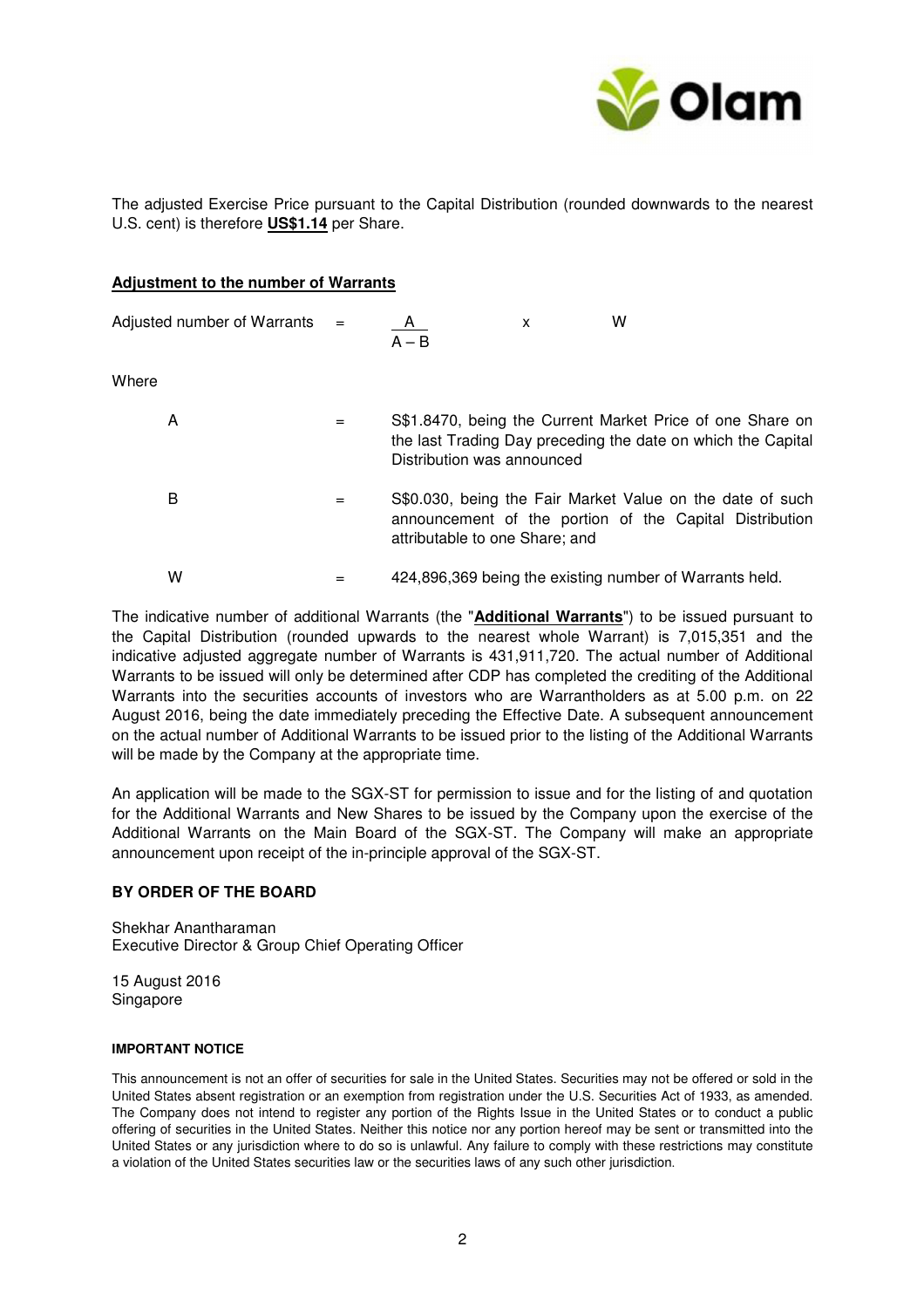The adjusted Exercise Price pursuant to the Capital Distribution (rounded downwards to the nearest U.S. cent) is therefore **US$1.14** per Share.

**Adjustment to the number of Warrants**

$$\text{Adjusted number of Warrants} = \frac{A}{A - B} \times W$$

Where

| | | |
|---|---|---|
| A | = | S$1.8470, being the Current Market Price of one Share on the last Trading Day preceding the date on which the Capital Distribution was announced |
| B | = | S$0.030, being the Fair Market Value on the date of such announcement of the portion of the Capital Distribution attributable to one Share; and |
| W | = | 424,896,369 being the existing number of Warrants held. |

The indicative number of additional Warrants (the "**Additional Warrants**") to be issued pursuant to the Capital Distribution (rounded upwards to the nearest whole Warrant) is 7,015,351 and the indicative adjusted aggregate number of Warrants is 431,911,720. The actual number of Additional Warrants to be issued will only be determined after CDP has completed the crediting of the Additional Warrants into the securities accounts of investors who are Warrantholders as at 5.00 p.m. on 22 August 2016, being the date immediately preceding the Effective Date. A subsequent announcement on the actual number of Additional Warrants to be issued prior to the listing of the Additional Warrants will be made by the Company at the appropriate time.

An application will be made to the SGX-ST for permission to issue and for the listing of and quotation for the Additional Warrants and New Shares to be issued by the Company upon the exercise of the Additional Warrants on the Main Board of the SGX-ST. The Company will make an appropriate announcement upon receipt of the in-principle approval of the SGX-ST.

**BY ORDER OF THE BOARD**

Shekhar Anantharaman
Executive Director & Group Chief Operating Officer

15 August 2016
Singapore

**IMPORTANT NOTICE**

This announcement is not an offer of securities for sale in the United States. Securities may not be offered or sold in the United States absent registration or an exemption from registration under the U.S. Securities Act of 1933, as amended. The Company does not intend to register any portion of the Rights Issue in the United States or to conduct a public offering of securities in the United States. Neither this notice nor any portion hereof may be sent or transmitted into the United States or any jurisdiction where to do so is unlawful. Any failure to comply with these restrictions may constitute a violation of the United States securities law or the securities laws of any such other jurisdiction.